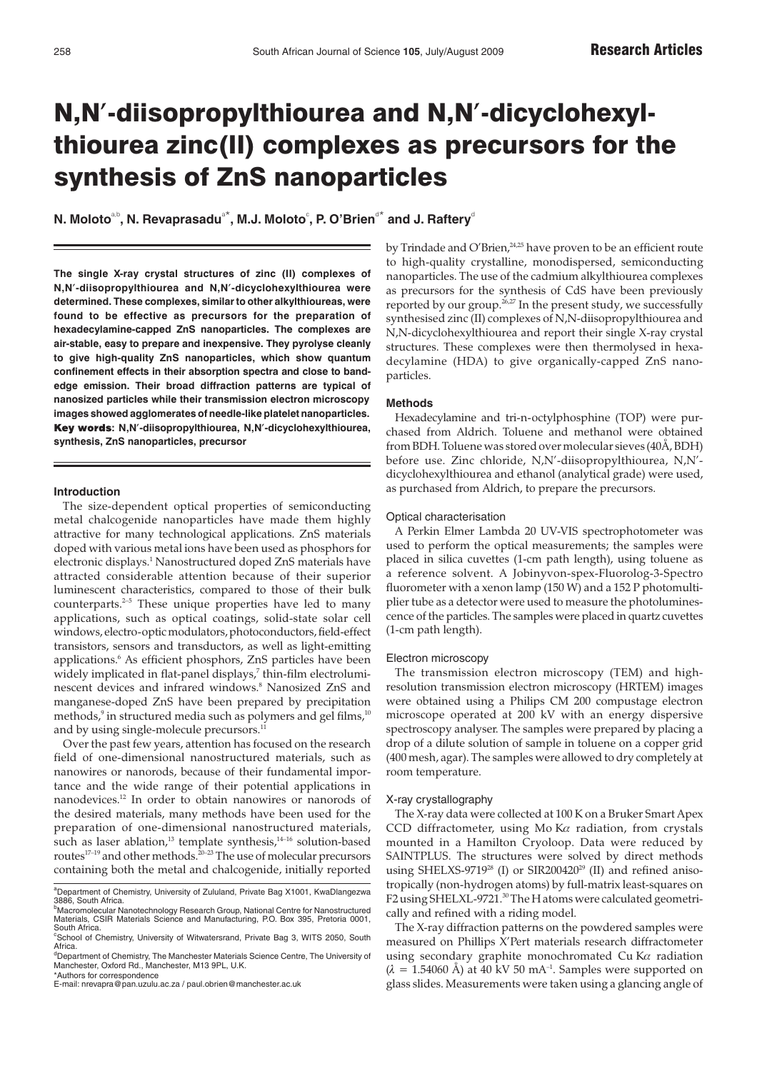# N,N′-diisopropylthiourea and N,N′-dicyclohexylthiourea zinc(II) complexes as precursors for the synthesis of ZnS nanoparticles

**N. Moloto**[a,b], **N. Revaprasadu**[a*], **M.J. Moloto**[c], **P. O'Brien**[d*] **and J. Raftery**[d]

**The single X-ray crystal structures of zinc (II) complexes of N,N′-diisopropylthiourea and N,N′-dicyclohexylthiourea were determined. These complexes, similar to other alkylthioureas, were found to be effective as precursors for the preparation of hexadecylamine-capped ZnS nanoparticles. The complexes are air-stable, easy to prepare and inexpensive. They pyrolyse cleanly to give high-quality ZnS nanoparticles, which show quantum confinement effects in their absorption spectra and close to band-edge emission. Their broad diffraction patterns are typical of nanosized particles while their transmission electron microscopy images showed agglomerates of needle-like platelet nanoparticles.**

**Key words: N,N′-diisopropylthiourea, N,N′-dicyclohexylthiourea, synthesis, ZnS nanoparticles, precursor**

### Introduction

The size-dependent optical properties of semiconducting metal chalcogenide nanoparticles have made them highly attractive for many technological applications. ZnS materials doped with various metal ions have been used as phosphors for electronic displays.[1] Nanostructured doped ZnS materials have attracted considerable attention because of their superior luminescent characteristics, compared to those of their bulk counterparts.[2–5] These unique properties have led to many applications, such as optical coatings, solid-state solar cell windows, electro-optic modulators, photoconductors, field-effect transistors, sensors and transductors, as well as light-emitting applications.[6] As efficient phosphors, ZnS particles have been widely implicated in flat-panel displays,[7] thin-film electroluminescent devices and infrared windows.[8] Nanosized ZnS and manganese-doped ZnS have been prepared by precipitation methods,[9] in structured media such as polymers and gel films,[10] and by using single-molecule precursors.[11]

Over the past few years, attention has focused on the research field of one-dimensional nanostructured materials, such as nanowires or nanorods, because of their fundamental importance and the wide range of their potential applications in nanodevices.[12] In order to obtain nanowires or nanorods of the desired materials, many methods have been used for the preparation of one-dimensional nanostructured materials, such as laser ablation,[13] template synthesis,[14–16] solution-based routes[17–19] and other methods.[20–23] The use of molecular precursors containing both the metal and chalcogenide, initially reported by Trindade and O'Brien,[24,25] have proven to be an efficient route to high-quality crystalline, monodispersed, semiconducting nanoparticles. The use of the cadmium alkylthiourea complexes as precursors for the synthesis of CdS have been previously reported by our group.[26,27] In the present study, we successfully synthesised zinc (II) complexes of N,N-diisopropylthiourea and N,N-dicyclohexylthiourea and report their single X-ray crystal structures. These complexes were then thermolysed in hexadecylamine (HDA) to give organically-capped ZnS nanoparticles.

### Methods

Hexadecylamine and tri-n-octylphosphine (TOP) were purchased from Aldrich. Toluene and methanol were obtained from BDH. Toluene was stored over molecular sieves (40Å, BDH) before use. Zinc chloride, N,N′-diisopropylthiourea, N,N′-dicyclohexylthiourea and ethanol (analytical grade) were used, as purchased from Aldrich, to prepare the precursors.

#### Optical characterisation

A Perkin Elmer Lambda 20 UV-VIS spectrophotometer was used to perform the optical measurements; the samples were placed in silica cuvettes (1-cm path length), using toluene as a reference solvent. A Jobinyvon-spex-Fluorolog-3-Spectro fluorometer with a xenon lamp (150 W) and a 152 P photomultiplier tube as a detector were used to measure the photoluminescence of the particles. The samples were placed in quartz cuvettes (1-cm path length).

#### Electron microscopy

The transmission electron microscopy (TEM) and high-resolution transmission electron microscopy (HRTEM) images were obtained using a Philips CM 200 compustage electron microscope operated at 200 kV with an energy dispersive spectroscopy analyser. The samples were prepared by placing a drop of a dilute solution of sample in toluene on a copper grid (400 mesh, agar). The samples were allowed to dry completely at room temperature.

#### X-ray crystallography

The X-ray data were collected at 100 K on a Bruker Smart Apex CCD diffractometer, using Mo K$\alpha$ radiation, from crystals mounted in a Hamilton Cryoloop. Data were reduced by SAINTPLUS. The structures were solved by direct methods using SHELXS-9719[28] (I) or SIR200420[29] (II) and refined anisotropically (non-hydrogen atoms) by full-matrix least-squares on F2 using SHELXL-9721.[30] The H atoms were calculated geometrically and refined with a riding model.

The X-ray diffraction patterns on the powdered samples were measured on Phillips X'Pert materials research diffractometer using secondary graphite monochromated Cu K$\alpha$ radiation ($\lambda$ = 1.54060 Å) at 40 kV 50 mA$^{-1}$. Samples were supported on glass slides. Measurements were taken using a glancing angle of

---

[a] Department of Chemistry, University of Zululand, Private Bag X1001, KwaDlangezwa 3886, South Africa.
[b] Macromolecular Nanotechnology Research Group, National Centre for Nanostructured Materials, CSIR Materials Science and Manufacturing, P.O. Box 395, Pretoria 0001, South Africa.
[c] School of Chemistry, University of Witwatersrand, Private Bag 3, WITS 2050, South Africa.
[d] Department of Chemistry, The Manchester Materials Science Centre, The University of Manchester, Oxford Rd., Manchester, M13 9PL, U.K.
*Authors for correspondence
E-mail: nrevapra@pan.uzulu.ac.za / paul.obrien@manchester.ac.uk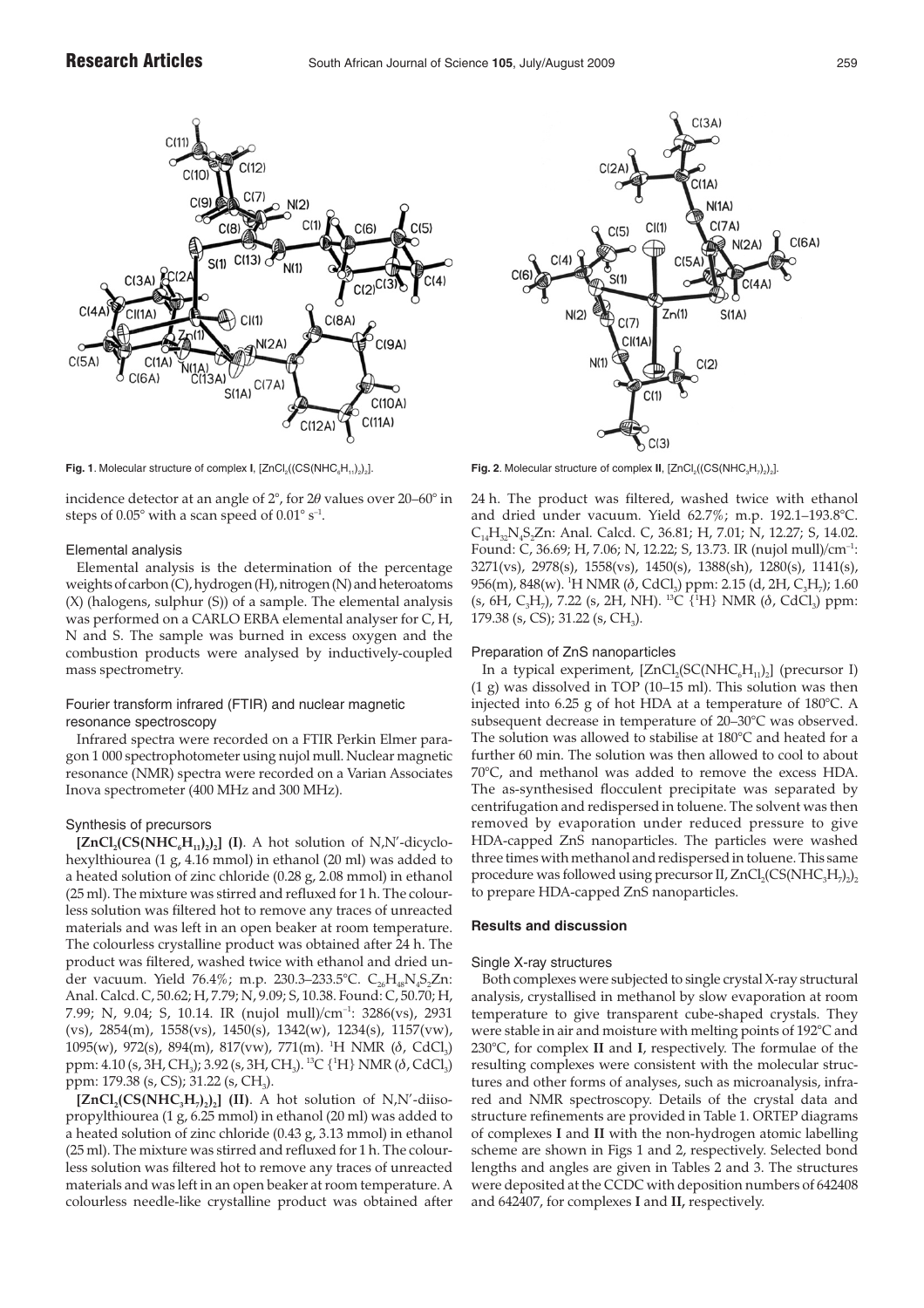Fig. 1. Molecular structure of complex **I**, $[ZnCl_2((CS(NHC_6H_{11})_2)_2]$.

Fig. 2. Molecular structure of complex **II**, $[ZnCl_2((CS(NHC_3H_7)_2)_2]$.

incidence detector at an angle of 2°, for 2$\theta$ values over 20–60° in steps of 0.05° with a scan speed of 0.01° $s^{-1}$.

### Elemental analysis

Elemental analysis is the determination of the percentage weights of carbon (C), hydrogen (H), nitrogen (N) and heteroatoms (X) (halogens, sulphur (S)) of a sample. The elemental analysis was performed on a CARLO ERBA elemental analyser for C, H, N and S. The sample was burned in excess oxygen and the combustion products were analysed by inductively-coupled mass spectrometry.

### Fourier transform infrared (FTIR) and nuclear magnetic resonance spectroscopy

Infrared spectra were recorded on a FTIR Perkin Elmer paragon 1 000 spectrophotometer using nujol mull. Nuclear magnetic resonance (NMR) spectra were recorded on a Varian Associates Inova spectrometer (400 MHz and 300 MHz).

### Synthesis of precursors

**$[ZnCl_2(CS(NHC_6H_{11})_2)_2]$ (I)**. A hot solution of N,N′-dicyclohexylthiourea (1 g, 4.16 mmol) in ethanol (20 ml) was added to a heated solution of zinc chloride (0.28 g, 2.08 mmol) in ethanol (25 ml). The mixture was stirred and refluxed for 1 h. The colourless solution was filtered hot to remove any traces of unreacted materials and was left in an open beaker at room temperature. The colourless crystalline product was obtained after 24 h. The product was filtered, washed twice with ethanol and dried under vacuum. Yield 76.4%; m.p. 230.3–233.5°C. $C_{26}H_{48}N_4S_2Zn$: Anal. Calcd. C, 50.62; H, 7.79; N, 9.09; S, 10.38. Found: C, 50.70; H, 7.99; N, 9.04; S, 10.14. IR (nujol mull)/$cm^{-1}$: 3286(vs), 2931 (vs), 2854(m), 1558(vs), 1450(s), 1342(w), 1234(s), 1157(vw), 1095(w), 972(s), 894(m), 817(vw), 771(m). $^1H$ NMR ($\delta$, $CDCl_3$) ppm: 4.10 (s, 3H, $CH_3$); 3.92 (s, 3H, $CH_3$). $^{13}C$ {$^1H$} NMR ($\delta$, $CDCl_3$) ppm: 179.38 (s, CS); 31.22 (s, $CH_3$).

**$[ZnCl_2(CS(NHC_3H_7)_2)_2]$ (II)**. A hot solution of N,N′-diisopropylthiourea (1 g, 6.25 mmol) in ethanol (20 ml) was added to a heated solution of zinc chloride (0.43 g, 3.13 mmol) in ethanol (25 ml). The mixture was stirred and refluxed for 1 h. The colourless solution was filtered hot to remove any traces of unreacted materials and was left in an open beaker at room temperature. A colourless needle-like crystalline product was obtained after 24 h. The product was filtered, washed twice with ethanol and dried under vacuum. Yield 62.7%; m.p. 192.1–193.8°C. $C_{14}H_{32}N_4S_2Zn$: Anal. Calcd. C, 36.81; H, 7.01; N, 12.27; S, 14.02. Found: C, 36.69; H, 7.06; N, 12.22; S, 13.73. IR (nujol mull)/$cm^{-1}$: 3271(vs), 2978(s), 1558(vs), 1450(s), 1388(sh), 1280(s), 1141(s), 956(m), 848(w). $^1H$ NMR ($\delta$, $CDCl_3$) ppm: 2.15 (d, 2H, $C_3H_7$); 1.60 (s, 6H, $C_3H_7$), 7.22 (s, 2H, NH). $^{13}C$ {$^1H$} NMR ($\delta$, $CDCl_3$) ppm: 179.38 (s, CS); 31.22 (s, $CH_3$).

### Preparation of ZnS nanoparticles

In a typical experiment, $[ZnCl_2(SC(NHC_6H_{11})_2]$ (precursor I) (1 g) was dissolved in TOP (10–15 ml). This solution was then injected into 6.25 g of hot HDA at a temperature of 180°C. A subsequent decrease in temperature of 20–30°C was observed. The solution was allowed to stabilise at 180°C and heated for a further 60 min. The solution was then allowed to cool to about 70°C, and methanol was added to remove the excess HDA. The as-synthesised flocculent precipitate was separated by centrifugation and redispersed in toluene. The solvent was then removed by evaporation under reduced pressure to give HDA-capped ZnS nanoparticles. The particles were washed three times with methanol and redispersed in toluene. This same procedure was followed using precursor II, $ZnCl_2(CS(NHC_3H_7)_2)_2$ to prepare HDA-capped ZnS nanoparticles.

## Results and discussion

### Single X-ray structures

Both complexes were subjected to single crystal X-ray structural analysis, crystallised in methanol by slow evaporation at room temperature to give transparent cube-shaped crystals. They were stable in air and moisture with melting points of 192°C and 230°C, for complex **II** and **I**, respectively. The formulae of the resulting complexes were consistent with the molecular structures, infrared and other forms of analyses, such as microanalysis, infrared and NMR spectroscopy. Details of the crystal data and structure refinements are provided in Table 1. ORTEP diagrams of complexes **I** and **II** with the non-hydrogen atomic labelling scheme are shown in Figs 1 and 2, respectively. Selected bond lengths and angles are given in Tables 2 and 3. The structures were deposited at the CCDC with deposition numbers of 642408 and 642407, for complexes **I** and **II,** respectively.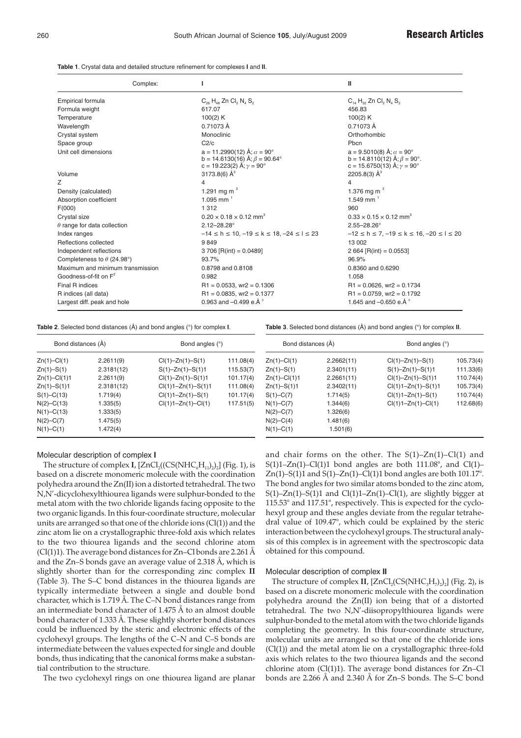**Table 1**. Crystal data and detailed structure refinement for complexes **I** and **II**.

| Complex: | I | II |
|---|---|---|
| Empirical formula | $C_{26}H_{48}ZnCl_2N_4S_2$ | $C_{14}H_{32}ZnCl_2N_4S_2$ |
| Formula weight | 617.07 | 456.83 |
| Temperature | 100(2) K | 100(2) K |
| Wavelength | 0.71073 Å | 0.71073 Å |
| Crystal system | Monoclinic | Orthorhombic |
| Space group | C2/c | Pbcn |
| Unit cell dimensions | a = 11.2990(12) Å; $\alpha$ = 90°<br>b = 14.6130(16) Å; $\beta$ = 90.64°<br>c = 19.223(2) Å; $\gamma$ = 90° | a = 9.5010(8) Å; $\alpha$ = 90°<br>b = 14.8110(12) Å; $\beta$ = 90°.<br>c = 15.6750(13) Å; $\gamma$ = 90° |
| Volume | 3173.8(6) Å$^3$ | 2205.8(3) Å$^3$ |
| Z | 4 | 4 |
| Density (calculated) | 1.291 mg m$^{-3}$ | 1.376 mg m$^{-3}$ |
| Absorption coefficient | 1.095 mm$^{-1}$ | 1.549 mm$^{-1}$ |
| F(000) | 1 312 | 960 |
| Crystal size | 0.20 × 0.18 × 0.12 mm$^3$ | 0.33 × 0.15 × 0.12 mm$^3$ |
| $\theta$ range for data collection | 2.12–28.28° | 2.55–28.26° |
| Index ranges | –14 ≤ h ≤ 10, –19 ≤ k ≤ 18, –24 ≤ l ≤ 23 | –12 ≤ h ≤ 7, –19 ≤ k ≤ 16, –20 ≤ l ≤ 20 |
| Reflections collected | 9 849 | 13 002 |
| Independent reflections | 3 706 [R(int) = 0.0489] | 2 664 [R(int) = 0.0553] |
| Completeness to $\theta$ (24.98°) | 93.7% | 96.9% |
| Maximum and minimum transmission | 0.8798 and 0.8108 | 0.8360 and 0.6290 |
| Goodness-of-fit on F$^2$ | 0.982 | 1.058 |
| Final R indices | R1 = 0.0533, wr2 = 0.1306 | R1 = 0.0626, wr2 = 0.1734 |
| R indices (all data) | R1 = 0.0835, wr2 = 0.1377 | R1 = 0.0759, wr2 = 0.1792 |
| Largest diff. peak and hole | 0.963 and –0.499 e.Å$^{-3}$ | 1.645 and –0.650 e.Å$^{-3}$ |

**Table 2**. Selected bond distances (Å) and bond angles (°) for complex **I**.

| Bond distances (Å) | | Bond angles (°) | |
|---|---|---|---|
| Zn(1)–Cl(1) | 2.2611(9) | Cl(1)–Zn(1)–S(1) | 111.08(4) |
| Zn(1)–S(1) | 2.3181(12) | S(1)–Zn(1)–S(1)1 | 115.53(7) |
| Zn(1)–Cl(1)1 | 2.2611(9) | Cl(1)–Zn(1)–S(1)1 | 101.17(4) |
| Zn(1)–S(1)1 | 2.3181(12) | Cl(1)1–Zn(1)–S(1)1 | 111.08(4) |
| S(1)–C(13) | 1.719(4) | Cl(1)1–Zn(1)–S(1) | 101.17(4) |
| N(2)–C(13) | 1.335(5) | Cl(1)1–Zn(1)–Cl(1) | 117.51(5) |
| N(1)–C(13) | 1.333(5) | | |
| N(2)–C(7) | 1.475(5) | | |
| N(1)–C(1) | 1.472(4) | | |

**Table 3**. Selected bond distances (Å) and bond angles (°) for complex **II**.

| Bond distances (Å) | | Bond angles (°) | |
|---|---|---|---|
| Zn(1)–Cl(1) | 2.2662(11) | Cl(1)–Zn(1)–S(1) | 105.73(4) |
| Zn(1)–S(1) | 2.3401(11) | S(1)–Zn(1)–S(1)1 | 111.33(6) |
| Zn(1)–Cl(1)1 | 2.2661(11) | Cl(1)–Zn(1)–S(1)1 | 110.74(4) |
| Zn(1)–S(1)1 | 2.3402(11) | Cl(1)1–Zn(1)–S(1)1 | 105.73(4) |
| S(1)–C(7) | 1.714(5) | Cl(1)1–Zn(1)–S(1) | 110.74(4) |
| N(1)–C(7) | 1.344(6) | Cl(1)1–Zn(1)–Cl(1) | 112.68(6) |
| N(2)–C(7) | 1.326(6) | | |
| N(2)–C(4) | 1.481(6) | | |
| N(1)–C(1) | 1.501(6) | | |

### Molecular description of complex I

The structure of complex **I**, $[ZnCl_2((CS(NHC_6H_{11})_2)_2]$ (Fig. 1), is based on a discrete monomeric molecule with the coordination polyhedra around the Zn(II) ion a distorted tetrahedral. The two N,N′-dicyclohexylthiourea ligands were sulphur-bonded to the metal atom with the two chloride ligands facing opposite to the two organic ligands. In this four-coordinate structure, molecular units are arranged so that one of the chloride ions (Cl(1)) and the zinc atom lie on a crystallographic three-fold axis which relates to the two thiourea ligands and the second chlorine atom (Cl(1)1). The average bond distances for Zn–Cl bonds are 2.261 Å and the Zn–S bonds gave an average value of 2.318 Å, which is slightly shorter than for the corresponding zinc complex **II** (Table 3). The S–C bond distances in the thiourea ligands are typically intermediate between a single and double bond character, which is 1.719 Å. The C–N bond distances range from an intermediate bond character of 1.475 Å to an almost double bond character of 1.333 Å. These slightly shorter bond distances could be influenced by the steric and electronic effects of the cyclohexyl groups. The lengths of the C–N and C–S bonds are intermediate between the values expected for single and double bonds, thus indicating that the canonical forms make a substantial contribution to the structure.

The two cyclohexyl rings on one thiourea ligand are planar and chair forms on the other. The S(1)–Zn(1)–Cl(1) and S(1)1–Zn(1)–Cl(1)1 bond angles are both 111.08°, and Cl(1)–Zn(1)–S(1)1 and S(1)–Zn(1)–Cl(1)1 bond angles are both 101.17°. The bond angles for two similar atoms bonded to the zinc atom, S(1)–Zn(1)–S(1)1 and Cl(1)1–Zn(1)–Cl(1), are slightly bigger at 115.53° and 117.51°, respectively. This is expected for the cyclohexyl group and these angles deviate from the regular tetrahedral value of 109.47°, which could be explained by the steric interaction between the cyclohexyl groups. The structural analysis of this complex is in agreement with the spectroscopic data obtained for this compound.

### Molecular description of complex II

The structure of complex **II**, $[ZnCl_2(CS(NHC_3H_7)_2)_2]$ (Fig. 2), is based on a discrete monomeric molecule with the coordination polyhedra around the Zn(II) ion being that of a distorted tetrahedral. The two N,N′-diisopropylthiourea ligands were sulphur-bonded to the metal atom with the two chloride ligands completing the geometry. In this four-coordinate structure, molecular units are arranged so that one of the chloride ions (Cl(1)) and the metal atom lie on a crystallographic three-fold axis which relates to the two thiourea ligands and the second chlorine atom (Cl(1)1). The average bond distances for Zn–Cl bonds are 2.266 Å and 2.340 Å for Zn–S bonds. The S–C bond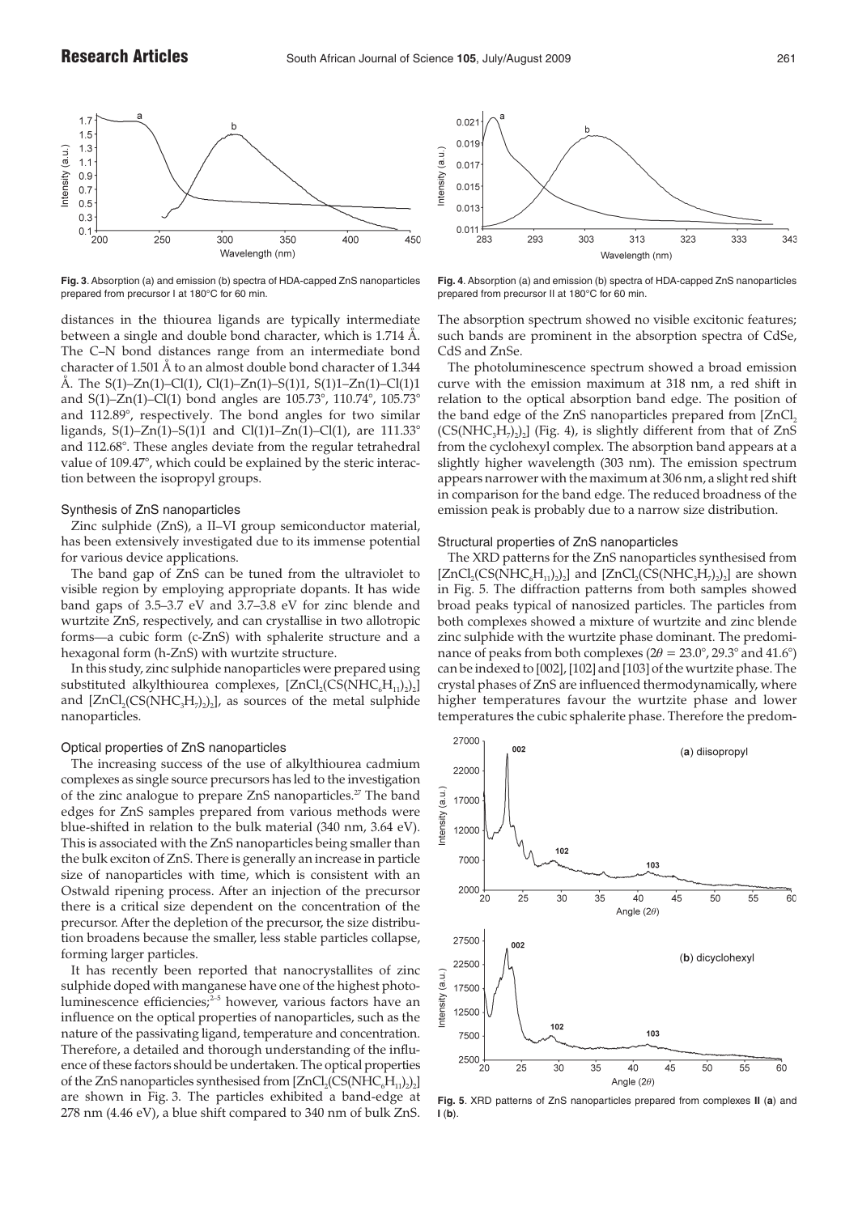**Fig. 3**. Absorption (a) and emission (b) spectra of HDA-capped ZnS nanoparticles prepared from precursor I at 180°C for 60 min.

**Fig. 4**. Absorption (a) and emission (b) spectra of HDA-capped ZnS nanoparticles prepared from precursor II at 180°C for 60 min.

distances in the thiourea ligands are typically intermediate between a single and double bond character, which is 1.714 Å. The C–N bond distances range from an intermediate bond character of 1.501 Å to an almost double bond character of 1.344 Å. The S(1)–Zn(1)–Cl(1), Cl(1)–Zn(1)–S(1)1, S(1)1–Zn(1)–Cl(1)1 and S(1)–Zn(1)–Cl(1) bond angles are 105.73°, 110.74°, 105.73° and 112.89°, respectively. The bond angles for two similar ligands, S(1)–Zn(1)–S(1)1 and Cl(1)1–Zn(1)–Cl(1), are 111.33° and 112.68°. These angles deviate from the regular tetrahedral value of 109.47°, which could be explained by the steric interaction between the isopropyl groups.

### Synthesis of ZnS nanoparticles

Zinc sulphide (ZnS), a II–VI group semiconductor material, has been extensively investigated due to its immense potential for various device applications.

The band gap of ZnS can be tuned from the ultraviolet to visible region by employing appropriate dopants. It has wide band gaps of 3.5–3.7 eV and 3.7–3.8 eV for zinc blende and wurtzite ZnS, respectively, and can crystallise in two allotropic forms—a cubic form (c-ZnS) with sphalerite structure and a hexagonal form (h-ZnS) with wurtzite structure.

In this study, zinc sulphide nanoparticles were prepared using substituted alkylthiourea complexes, $[ZnCl_2(CS(NHC_6H_{11})_2)_2]$ and $[ZnCl_2(CS(NHC_3H_7)_2)_2]$, as sources of the metal sulphide nanoparticles.

### Optical properties of ZnS nanoparticles

The increasing success of the use of alkylthiourea cadmium complexes as single source precursors has led to the investigation of the zinc analogue to prepare ZnS nanoparticles.[27] The band edges for ZnS samples prepared from various methods were blue-shifted in relation to the bulk material (340 nm, 3.64 eV). This is associated with the ZnS nanoparticles being smaller than the bulk exciton of ZnS. There is generally an increase in particle size of nanoparticles with time, which is consistent with an Ostwald ripening process. After an injection of the precursor there is a critical size dependent on the concentration of the precursor. After the depletion of the precursor, the size distribution broadens because the smaller, less stable particles collapse, forming larger particles.

It has recently been reported that nanocrystallites of zinc sulphide doped with manganese have one of the highest photoluminescence efficiencies;[2–5] however, various factors have an influence on the optical properties of nanoparticles, such as the nature of the passivating ligand, temperature and concentration. Therefore, a detailed and thorough understanding of the influence of these factors should be undertaken. The optical properties of the ZnS nanoparticles synthesised from $[ZnCl_2(CS(NHC_6H_{11})_2)_2]$ are shown in Fig. 3. The particles exhibited a band-edge at 278 nm (4.46 eV), a blue shift compared to 340 nm of bulk ZnS. The absorption spectrum showed no visible excitonic features; such bands are prominent in the absorption spectra of CdSe, CdS and ZnSe.

The photoluminescence spectrum showed a broad emission curve with the emission maximum at 318 nm, a red shift in relation to the optical absorption band edge. The position of the band edge of the ZnS nanoparticles prepared from $[ZnCl_2(CS(NHC_3H_7)_2)_2]$ (Fig. 4), is slightly different from that of ZnS from the cyclohexyl complex. The absorption band appears at a slightly higher wavelength (303 nm). The emission spectrum appears narrower with the maximum at 306 nm, a slight red shift in comparison for the band edge. The reduced broadness of the emission peak is probably due to a narrow size distribution.

### Structural properties of ZnS nanoparticles

The XRD patterns for the ZnS nanoparticles synthesised from $[ZnCl_2(CS(NHC_6H_{11})_2)_2]$ and $[ZnCl_2(CS(NHC_3H_7)_2)_2]$ are shown in Fig. 5. The diffraction patterns from both samples showed broad peaks typical of nanosized particles. The particles from both complexes showed a mixture of wurtzite and zinc blende zinc sulphide with the wurtzite phase dominant. The predominance of peaks from both complexes ($2\theta$ = 23.0°, 29.3° and 41.6°) can be indexed to [002], [102] and [103] of the wurtzite phase. The crystal phases of ZnS are influenced thermodynamically, where higher temperatures favour the wurtzite phase and lower temperatures the cubic sphalerite phase. Therefore the predom-

**Fig. 5**. XRD patterns of ZnS nanoparticles prepared from complexes **II** (**a**) and **I** (**b**).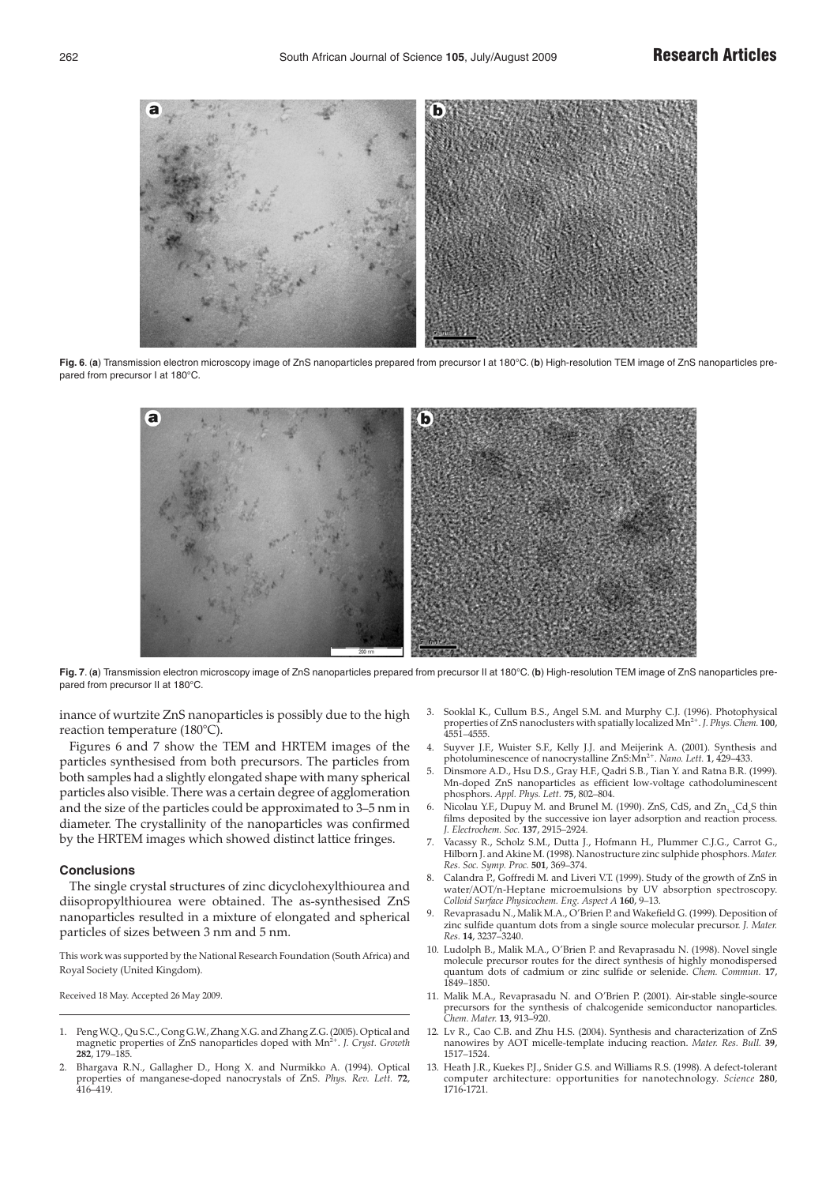**Fig. 6**. (**a**) Transmission electron microscopy image of ZnS nanoparticles prepared from precursor I at 180°C. (**b**) High-resolution TEM image of ZnS nanoparticles prepared from precursor I at 180°C.

**Fig. 7**. (**a**) Transmission electron microscopy image of ZnS nanoparticles prepared from precursor II at 180°C. (**b**) High-resolution TEM image of ZnS nanoparticles prepared from precursor II at 180°C.

inance of wurtzite ZnS nanoparticles is possibly due to the high reaction temperature (180°C).

Figures 6 and 7 show the TEM and HRTEM images of the particles synthesised from both precursors. The particles from both samples had a slightly elongated shape with many spherical particles also visible. There was a certain degree of agglomeration and the size of the particles could be approximated to 3–5 nm in diameter. The crystallinity of the nanoparticles was confirmed by the HRTEM images which showed distinct lattice fringes.

### Conclusions

The single crystal structures of zinc dicyclohexylthiourea and diisopropylthiourea were obtained. The as-synthesised ZnS nanoparticles resulted in a mixture of elongated and spherical particles of sizes between 3 nm and 5 nm.

This work was supported by the National Research Foundation (South Africa) and Royal Society (United Kingdom).

Received 18 May. Accepted 26 May 2009.

1. Peng W.Q., Qu S.C., Cong G.W., Zhang X.G. and Zhang Z.G. (2005). Optical and magnetic properties of ZnS nanoparticles doped with $Mn^{2+}$. *J. Cryst. Growth* **282**, 179–185.
2. Bhargava R.N., Gallagher D., Hong X. and Nurmikko A. (1994). Optical properties of manganese-doped nanocrystals of ZnS. *Phys. Rev. Lett.* **72**, 416–419.
3. Sooklal K., Cullum B.S., Angel S.M. and Murphy C.J. (1996). Photophysical properties of ZnS nanoclusters with spatially localized $Mn^{2+}$. *J. Phys. Chem.* **100**, 4551–4555.
4. Suyver J.F., Wuister S.F., Kelly J.J. and Meijerink A. (2001). Synthesis and photoluminescence of nanocrystalline ZnS:$Mn^{2+}$. *Nano. Lett.* **1**, 429–433.
5. Dinsmore A.D., Hsu D.S., Gray H.F., Qadri S.B., Tian Y. and Ratna B.R. (1999). Mn-doped ZnS nanoparticles as efficient low-voltage cathodoluminescent phosphors. *Appl. Phys. Lett.* **75**, 802–804.
6. Nicolau Y.F., Dupuy M. and Brunel M. (1990). ZnS, CdS, and $Zn_{1-x}Cd_xS$ thin films deposited by the successive ion layer adsorption and reaction process. *J. Electrochem. Soc.* **137**, 2915–2924.
7. Vacassy R., Scholz S.M., Dutta J., Hofmann H., Plummer C.J.G., Carrot G., Hilborn J. and Akine M. (1998). Nanostructure zinc sulphide phosphors. *Mater. Res. Soc. Symp. Proc.* **501**, 369–374.
8. Calandra P., Goffredi M. and Liveri V.T. (1999). Study of the growth of ZnS in water/AOT/n-Heptane microemulsions by UV absorption spectroscopy. *Colloid Surface Physicochem. Eng. Aspect A* **160**, 9–13.
9. Revaprasadu N., Malik M.A., O'Brien P. and Wakefield G. (1999). Deposition of zinc sulfide quantum dots from a single source molecular precursor. *J. Mater. Res.* **14**, 3237–3240.
10. Ludolph B., Malik M.A., O'Brien P. and Revaprasadu N. (1998). Novel single molecule precursor routes for the direct synthesis of highly monodispersed quantum dots of cadmium or zinc sulfide or selenide. *Chem. Commun.* **17**, 1849–1850.
11. Malik M.A., Revaprasadu N. and O'Brien P. (2001). Air-stable single-source precursors for the synthesis of chalcogenide semiconductor nanoparticles. *Chem. Mater.* **13**, 913–920.
12. Lv R., Cao C.B. and Zhu H.S. (2004). Synthesis and characterization of ZnS nanowires by AOT micelle-template inducing reaction. *Mater. Res. Bull.* **39**, 1517–1524.
13. Heath J.R., Kuekes P.J., Snider G.S. and Williams R.S. (1998). A defect-tolerant computer architecture: opportunities for nanotechnology. *Science* **280**, 1716-1721.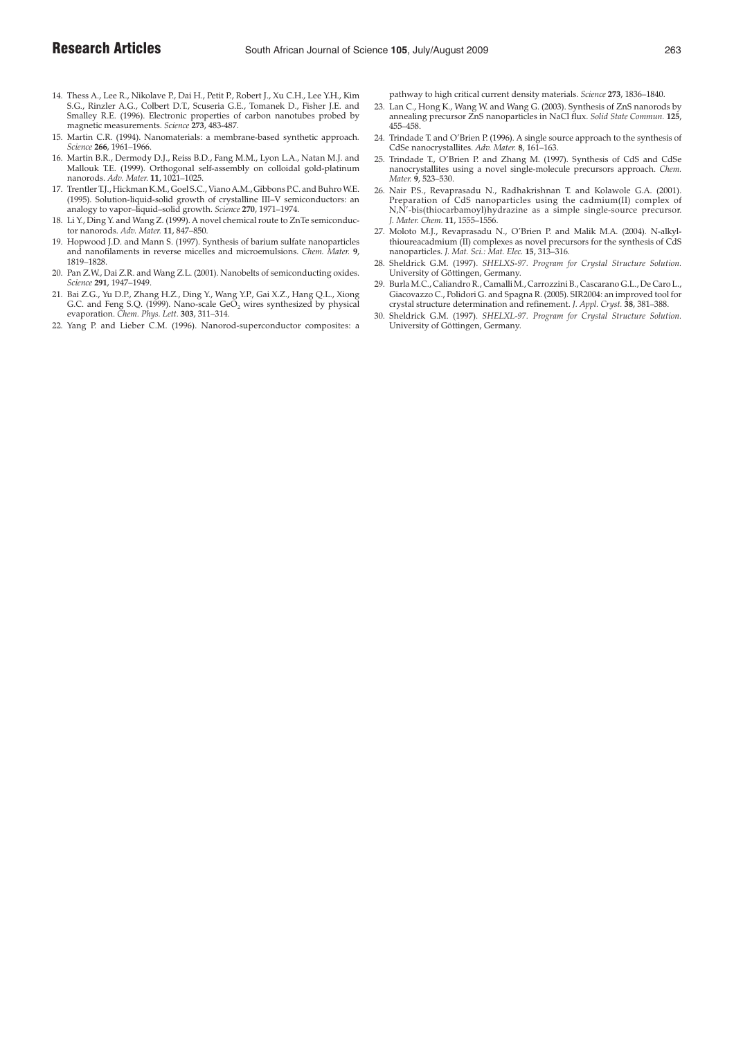14. Thess A., Lee R., Nikolave P., Dai H., Petit P., Robert J., Xu C.H., Lee Y.H., Kim S.G., Rinzler A.G., Colbert D.T., Scuseria G.E., Tomanek D., Fisher J.E. and Smalley R.E. (1996). Electronic properties of carbon nanotubes probed by magnetic measurements. *Science* **273**, 483-487.
15. Martin C.R. (1994). Nanomaterials: a membrane-based synthetic approach. *Science* **266**, 1961–1966.
16. Martin B.R., Dermody D.J., Reiss B.D., Fang M.M., Lyon L.A., Natan M.J. and Mallouk T.E. (1999). Orthogonal self-assembly on colloidal gold-platinum nanorods. *Adv. Mater.* **11**, 1021–1025.
17. Trentler T.J., Hickman K.M., Goel S.C., Viano A.M., Gibbons P.C. and Buhro W.E. (1995). Solution-liquid-solid growth of crystalline III–V semiconductors: an analogy to vapor–liquid–solid growth. *Science* **270**, 1971–1974.
18. Li Y., Ding Y. and Wang Z. (1999). A novel chemical route to ZnTe semiconductor nanorods. *Adv. Mater.* **11**, 847–850.
19. Hopwood J.D. and Mann S. (1997). Synthesis of barium sulfate nanoparticles and nanofilaments in reverse micelles and microemulsions. *Chem. Mater.* **9**, 1819–1828.
20. Pan Z.W., Dai Z.R. and Wang Z.L. (2001). Nanobelts of semiconducting oxides. *Science* **291**, 1947–1949.
21. Bai Z.G., Yu D.P., Zhang H.Z., Ding Y., Wang Y.P., Gai X.Z., Hang Q.L., Xiong G.C. and Feng S.Q. (1999). Nano-scale $GeO_2$ wires synthesized by physical evaporation. *Chem. Phys. Lett.* **303**, 311–314.
22. Yang P. and Lieber C.M. (1996). Nanorod-superconductor composites: a pathway to high critical current density materials. *Science* **273**, 1836–1840.
23. Lan C., Hong K., Wang W. and Wang G. (2003). Synthesis of ZnS nanorods by annealing precursor ZnS nanoparticles in NaCl flux. *Solid State Commun.* **125**, 455–458.
24. Trindade T. and O'Brien P. (1996). A single source approach to the synthesis of CdSe nanocrystallites. *Adv. Mater.* **8**, 161–163.
25. Trindade T., O'Brien P. and Zhang M. (1997). Synthesis of CdS and CdSe nanocrystallites using a novel single-molecule precursors approach. *Chem. Mater.* **9**, 523–530.
26. Nair P.S., Revaprasadu N., Radhakrishnan T. and Kolawole G.A. (2001). Preparation of CdS nanoparticles using the cadmium(II) complex of N,N′-bis(thiocarbamoyl)hydrazine as a simple single-source precursor. *J. Mater. Chem.* **11**, 1555–1556.
27. Moloto M.J., Revaprasadu N., O'Brien P. and Malik M.A. (2004). N-alkylthioureacadmium (II) complexes as novel precursors for the synthesis of CdS nanoparticles. *J. Mat. Sci.: Mat. Elec.* **15**, 313–316.
28. Sheldrick G.M. (1997). *SHELXS-97. Program for Crystal Structure Solution.* University of Göttingen, Germany.
29. Burla M.C., Caliandro R., Camalli M., Carrozzini B., Cascarano G.L., De Caro L., Giacovazzo C., Polidori G. and Spagna R. (2005). SIR2004: an improved tool for crystal structure determination and refinement. *J. Appl. Cryst.* **38**, 381–388.
30. Sheldrick G.M. (1997). *SHELXL-97. Program for Crystal Structure Solution.* University of Göttingen, Germany.